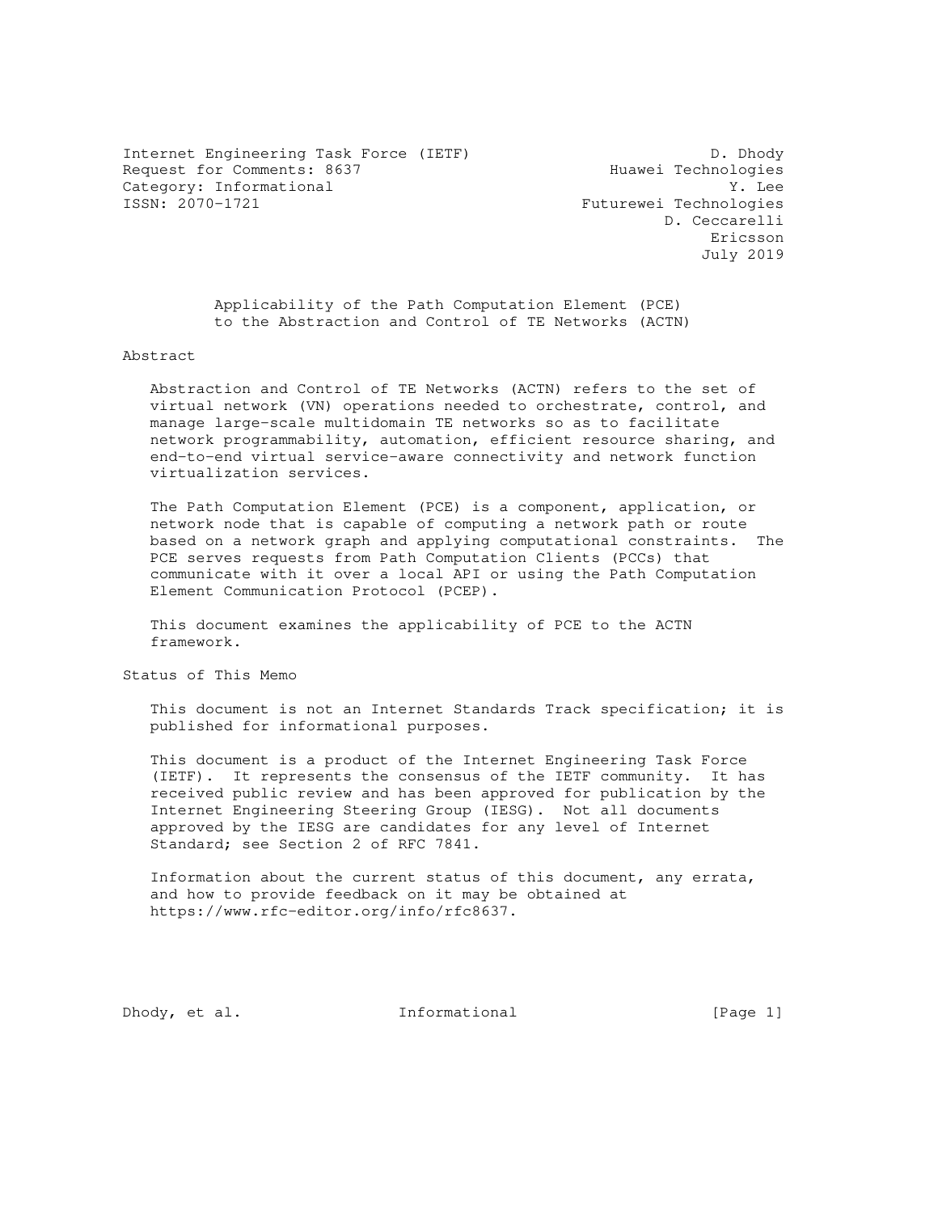Internet Engineering Task Force (IETF) D. Dhody
Request for Comments: 8637 Huawei Technologies
Category: Informational Y. Lee
ISSN: 2070-1721 Futurewei Technologies
D. Ceccarelli
Ericsson
July 2019

# Applicability of the Path Computation Element (PCE) to the Abstraction and Control of TE Networks (ACTN)

## Abstract

Abstraction and Control of TE Networks (ACTN) refers to the set of virtual network (VN) operations needed to orchestrate, control, and manage large-scale multidomain TE networks so as to facilitate network programmability, automation, efficient resource sharing, and end-to-end virtual service-aware connectivity and network function virtualization services.

The Path Computation Element (PCE) is a component, application, or network node that is capable of computing a network path or route based on a network graph and applying computational constraints. The PCE serves requests from Path Computation Clients (PCCs) that communicate with it over a local API or using the Path Computation Element Communication Protocol (PCEP).

This document examines the applicability of PCE to the ACTN framework.

## Status of This Memo

This document is not an Internet Standards Track specification; it is published for informational purposes.

This document is a product of the Internet Engineering Task Force (IETF). It represents the consensus of the IETF community. It has received public review and has been approved for publication by the Internet Engineering Steering Group (IESG). Not all documents approved by the IESG are candidates for any level of Internet Standard; see Section 2 of RFC 7841.

Information about the current status of this document, any errata, and how to provide feedback on it may be obtained at https://www.rfc-editor.org/info/rfc8637.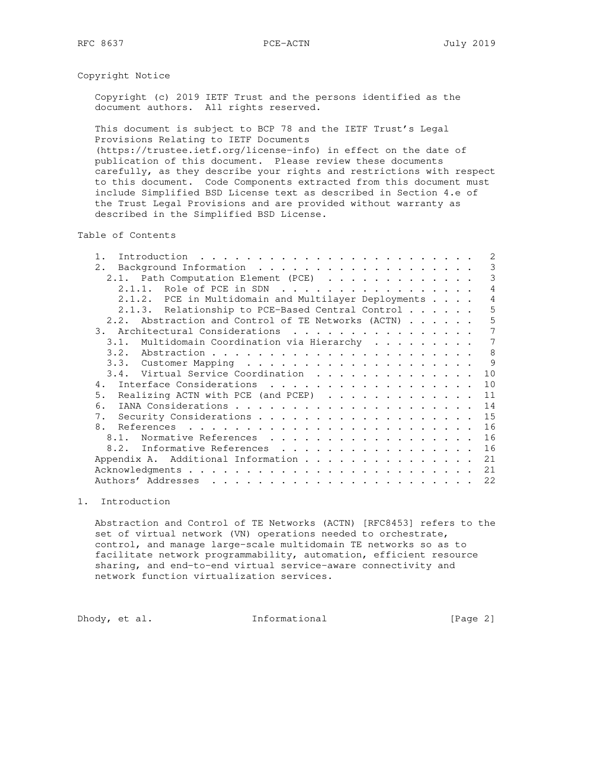## Copyright Notice

Copyright (c) 2019 IETF Trust and the persons identified as the document authors. All rights reserved.

This document is subject to BCP 78 and the IETF Trust's Legal Provisions Relating to IETF Documents (https://trustee.ietf.org/license-info) in effect on the date of publication of this document. Please review these documents carefully, as they describe your rights and restrictions with respect to this document. Code Components extracted from this document must include Simplified BSD License text as described in Section 4.e of the Trust Legal Provisions and are provided without warranty as described in the Simplified BSD License.

## Table of Contents

```
   1.  Introduction . . . . . . . . . . . . . . . . . . . . . . . .   2
   2.  Background Information . . . . . . . . . . . . . . . . . . .   3
     2.1.  Path Computation Element (PCE) . . . . . . . . . . . . .   3
       2.1.1.  Role of PCE in SDN . . . . . . . . . . . . . . . . .   4
       2.1.2.  PCE in Multidomain and Multilayer Deployments . . . .   4
       2.1.3.  Relationship to PCE-Based Central Control . . . . . .   5
     2.2.  Abstraction and Control of TE Networks (ACTN) . . . . . .   5
   3.  Architectural Considerations . . . . . . . . . . . . . . . .   7
     3.1.  Multidomain Coordination via Hierarchy . . . . . . . . .   7
     3.2.  Abstraction . . . . . . . . . . . . . . . . . . . . . . .   8
     3.3.  Customer Mapping . . . . . . . . . . . . . . . . . . . .   9
     3.4.  Virtual Service Coordination . . . . . . . . . . . . . .  10
   4.  Interface Considerations . . . . . . . . . . . . . . . . . .  10
   5.  Realizing ACTN with PCE (and PCEP) . . . . . . . . . . . . .  11
   6.  IANA Considerations . . . . . . . . . . . . . . . . . . . . .  14
   7.  Security Considerations . . . . . . . . . . . . . . . . . . .  15
   8.  References . . . . . . . . . . . . . . . . . . . . . . . . .  16
     8.1.  Normative References . . . . . . . . . . . . . . . . . .  16
     8.2.  Informative References . . . . . . . . . . . . . . . . .  16
   Appendix A.  Additional Information . . . . . . . . . . . . . . .  21
   Acknowledgments . . . . . . . . . . . . . . . . . . . . . . . . .  21
   Authors' Addresses . . . . . . . . . . . . . . . . . . . . . . .  22
```

## 1. Introduction

Abstraction and Control of TE Networks (ACTN) [RFC8453] refers to the set of virtual network (VN) operations needed to orchestrate, control, and manage large-scale multidomain TE networks so as to facilitate network programmability, automation, efficient resource sharing, and end-to-end virtual service-aware connectivity and network function virtualization services.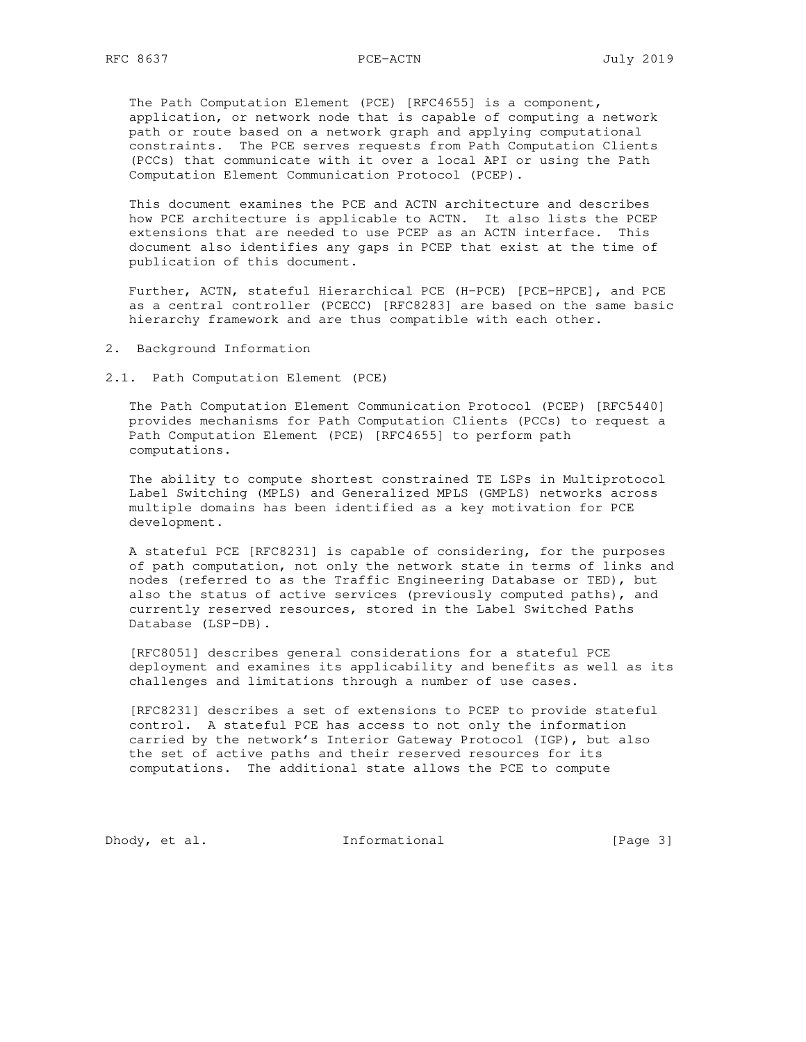The Path Computation Element (PCE) [RFC4655] is a component, application, or network node that is capable of computing a network path or route based on a network graph and applying computational constraints. The PCE serves requests from Path Computation Clients (PCCs) that communicate with it over a local API or using the Path Computation Element Communication Protocol (PCEP).

This document examines the PCE and ACTN architecture and describes how PCE architecture is applicable to ACTN. It also lists the PCEP extensions that are needed to use PCEP as an ACTN interface. This document also identifies any gaps in PCEP that exist at the time of publication of this document.

Further, ACTN, stateful Hierarchical PCE (H-PCE) [PCE-HPCE], and PCE as a central controller (PCECC) [RFC8283] are based on the same basic hierarchy framework and are thus compatible with each other.

## 2. Background Information

### 2.1. Path Computation Element (PCE)

The Path Computation Element Communication Protocol (PCEP) [RFC5440] provides mechanisms for Path Computation Clients (PCCs) to request a Path Computation Element (PCE) [RFC4655] to perform path computations.

The ability to compute shortest constrained TE LSPs in Multiprotocol Label Switching (MPLS) and Generalized MPLS (GMPLS) networks across multiple domains has been identified as a key motivation for PCE development.

A stateful PCE [RFC8231] is capable of considering, for the purposes of path computation, not only the network state in terms of links and nodes (referred to as the Traffic Engineering Database or TED), but also the status of active services (previously computed paths), and currently reserved resources, stored in the Label Switched Paths Database (LSP-DB).

[RFC8051] describes general considerations for a stateful PCE deployment and examines its applicability and benefits as well as its challenges and limitations through a number of use cases.

[RFC8231] describes a set of extensions to PCEP to provide stateful control. A stateful PCE has access to not only the information carried by the network's Interior Gateway Protocol (IGP), but also the set of active paths and their reserved resources for its computations. The additional state allows the PCE to compute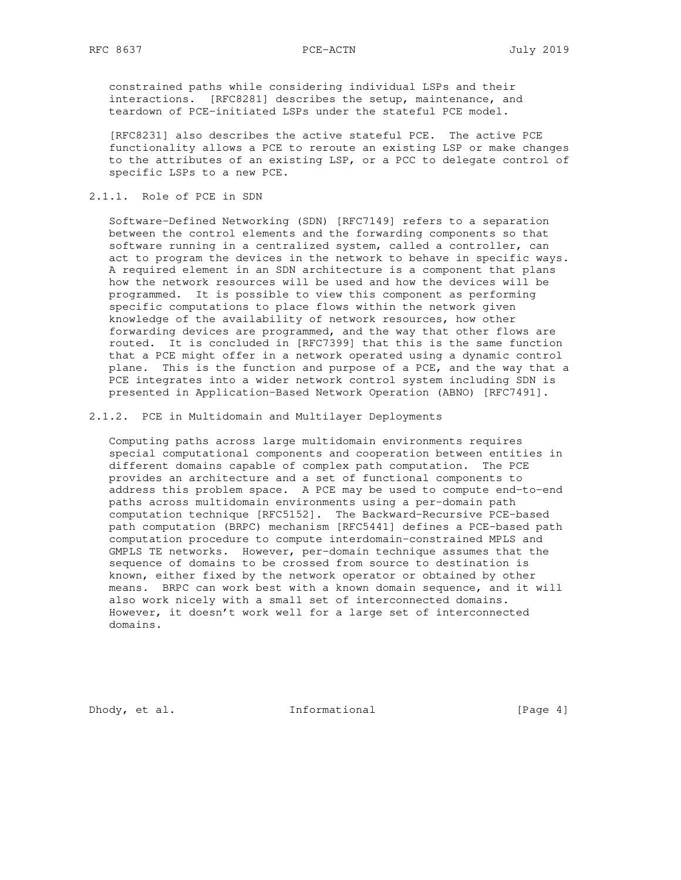constrained paths while considering individual LSPs and their interactions. [RFC8281] describes the setup, maintenance, and teardown of PCE-initiated LSPs under the stateful PCE model.

[RFC8231] also describes the active stateful PCE. The active PCE functionality allows a PCE to reroute an existing LSP or make changes to the attributes of an existing LSP, or a PCC to delegate control of specific LSPs to a new PCE.

#### 2.1.1. Role of PCE in SDN

Software-Defined Networking (SDN) [RFC7149] refers to a separation between the control elements and the forwarding components so that software running in a centralized system, called a controller, can act to program the devices in the network to behave in specific ways. A required element in an SDN architecture is a component that plans how the network resources will be used and how the devices will be programmed. It is possible to view this component as performing specific computations to place flows within the network given knowledge of the availability of network resources, how other forwarding devices are programmed, and the way that other flows are routed. It is concluded in [RFC7399] that this is the same function that a PCE might offer in a network operated using a dynamic control plane. This is the function and purpose of a PCE, and the way that a PCE integrates into a wider network control system including SDN is presented in Application-Based Network Operation (ABNO) [RFC7491].

#### 2.1.2. PCE in Multidomain and Multilayer Deployments

Computing paths across large multidomain environments requires special computational components and cooperation between entities in different domains capable of complex path computation. The PCE provides an architecture and a set of functional components to address this problem space. A PCE may be used to compute end-to-end paths across multidomain environments using a per-domain path computation technique [RFC5152]. The Backward-Recursive PCE-based path computation (BRPC) mechanism [RFC5441] defines a PCE-based path computation procedure to compute interdomain-constrained MPLS and GMPLS TE networks. However, per-domain technique assumes that the sequence of domains to be crossed from source to destination is known, either fixed by the network operator or obtained by other means. BRPC can work best with a known domain sequence, and it will also work nicely with a small set of interconnected domains. However, it doesn't work well for a large set of interconnected domains.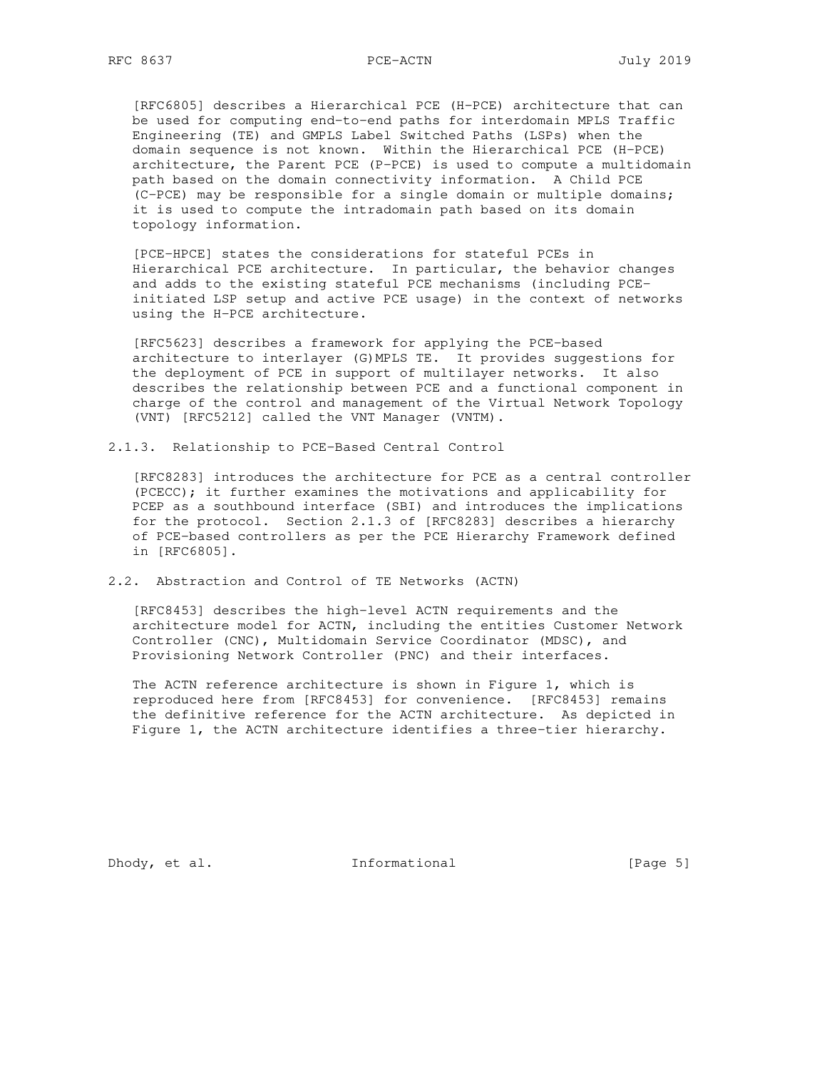[RFC6805] describes a Hierarchical PCE (H-PCE) architecture that can be used for computing end-to-end paths for interdomain MPLS Traffic Engineering (TE) and GMPLS Label Switched Paths (LSPs) when the domain sequence is not known. Within the Hierarchical PCE (H-PCE) architecture, the Parent PCE (P-PCE) is used to compute a multidomain path based on the domain connectivity information. A Child PCE (C-PCE) may be responsible for a single domain or multiple domains; it is used to compute the intradomain path based on its domain topology information.

[PCE-HPCE] states the considerations for stateful PCEs in Hierarchical PCE architecture. In particular, the behavior changes and adds to the existing stateful PCE mechanisms (including PCE-initiated LSP setup and active PCE usage) in the context of networks using the H-PCE architecture.

[RFC5623] describes a framework for applying the PCE-based architecture to interlayer (G)MPLS TE. It provides suggestions for the deployment of PCE in support of multilayer networks. It also describes the relationship between PCE and a functional component in charge of the control and management of the Virtual Network Topology (VNT) [RFC5212] called the VNT Manager (VNTM).

#### 2.1.3. Relationship to PCE-Based Central Control

[RFC8283] introduces the architecture for PCE as a central controller (PCECC); it further examines the motivations and applicability for PCEP as a southbound interface (SBI) and introduces the implications for the protocol. Section 2.1.3 of [RFC8283] describes a hierarchy of PCE-based controllers as per the PCE Hierarchy Framework defined in [RFC6805].

### 2.2. Abstraction and Control of TE Networks (ACTN)

[RFC8453] describes the high-level ACTN requirements and the architecture model for ACTN, including the entities Customer Network Controller (CNC), Multidomain Service Coordinator (MDSC), and Provisioning Network Controller (PNC) and their interfaces.

The ACTN reference architecture is shown in Figure 1, which is reproduced here from [RFC8453] for convenience. [RFC8453] remains the definitive reference for the ACTN architecture. As depicted in Figure 1, the ACTN architecture identifies a three-tier hierarchy.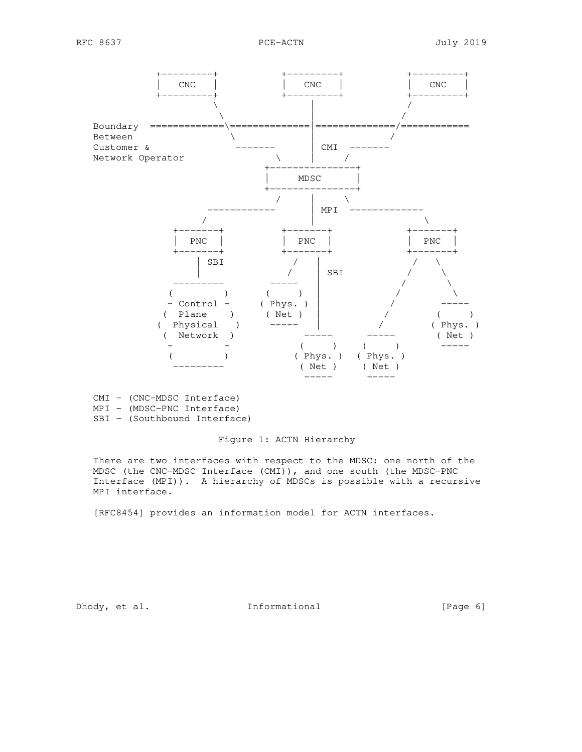```
         +---------+           +---------+             +---------+
         |   CNC   |           |   CNC   |             |   CNC   |
         +---------+           +---------+             +---------+
                  \                 |                      /
                   \                |                     /
  Boundary  =============\==============|==============/============
  Between                 \             |                /
  Customer &               -------      | CMI  -------
  Network Operator                \     |      /
                              +---------------+
                              |      MDSC     |
                              +---------------+
                                 /      |     \
                     ------------       | MPI  -------------
                    /                   |                  \
              +-------+           +-------+            +-------+
              |  PNC  |           |  PNC  |            |  PNC  |
              +-------+           +-------+            +-------+
                  | SBI            /   |                 /   \
                  |               /    | SBI            /     \
             ---------         -----   |               /       \
            (         )       (     )  |              /         \
            - Control -      ( Phys. ) |             /         -----
           (  Plane    )      ( Net )  |            /         (     )
          (  Physical   )      -----   |           /         ( Phys. )
           (  Network  )             -----      -----         ( Net )
            -         -             (     )    (     )         -----
            (         )            ( Phys. )  ( Phys. )
             ---------              ( Net )    ( Net )
                                     -----      -----

  CMI - (CNC-MDSC Interface)
  MPI - (MDSC-PNC Interface)
  SBI - (Southbound Interface)
```

Figure 1: ACTN Hierarchy

There are two interfaces with respect to the MDSC: one north of the MDSC (the CNC-MDSC Interface (CMI)), and one south (the MDSC-PNC Interface (MPI)). A hierarchy of MDSCs is possible with a recursive MPI interface.

[RFC8454] provides an information model for ACTN interfaces.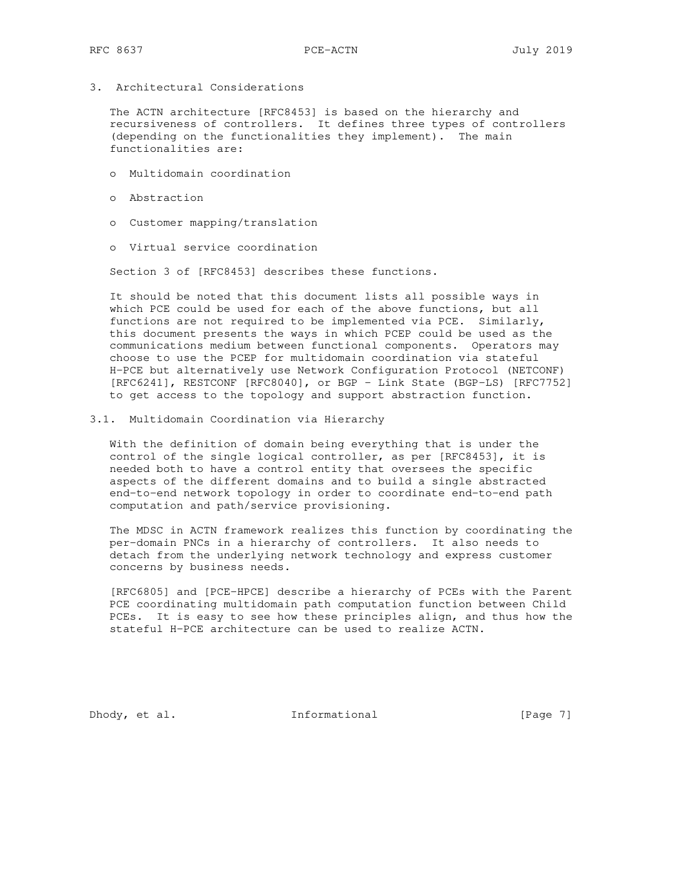## 3. Architectural Considerations

The ACTN architecture [RFC8453] is based on the hierarchy and recursiveness of controllers. It defines three types of controllers (depending on the functionalities they implement). The main functionalities are:

- Multidomain coordination
- Abstraction
- Customer mapping/translation
- Virtual service coordination

Section 3 of [RFC8453] describes these functions.

It should be noted that this document lists all possible ways in which PCE could be used for each of the above functions, but all functions are not required to be implemented via PCE. Similarly, this document presents the ways in which PCEP could be used as the communications medium between functional components. Operators may choose to use the PCEP for multidomain coordination via stateful H-PCE but alternatively use Network Configuration Protocol (NETCONF) [RFC6241], RESTCONF [RFC8040], or BGP - Link State (BGP-LS) [RFC7752] to get access to the topology and support abstraction function.

### 3.1. Multidomain Coordination via Hierarchy

With the definition of domain being everything that is under the control of the single logical controller, as per [RFC8453], it is needed both to have a control entity that oversees the specific aspects of the different domains and to build a single abstracted end-to-end network topology in order to coordinate end-to-end path computation and path/service provisioning.

The MDSC in ACTN framework realizes this function by coordinating the per-domain PNCs in a hierarchy of controllers. It also needs to detach from the underlying network technology and express customer concerns by business needs.

[RFC6805] and [PCE-HPCE] describe a hierarchy of PCEs with the Parent PCE coordinating multidomain path computation function between Child PCEs. It is easy to see how these principles align, and thus how the stateful H-PCE architecture can be used to realize ACTN.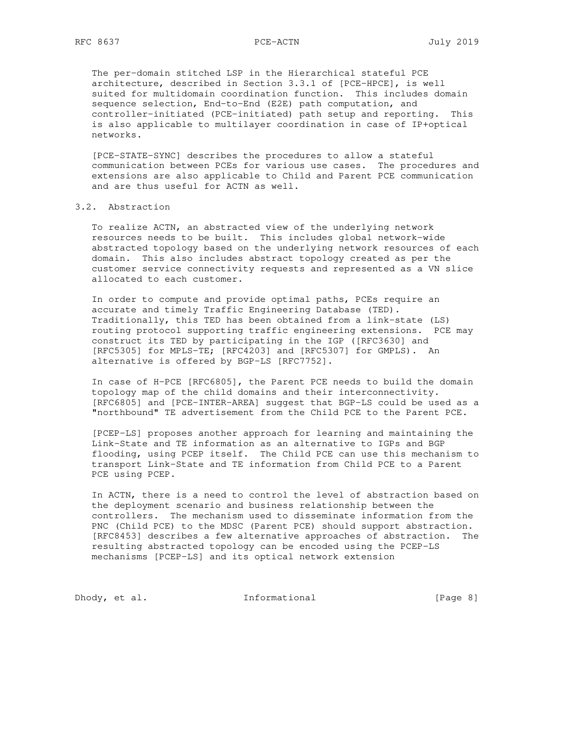The per-domain stitched LSP in the Hierarchical stateful PCE architecture, described in Section 3.3.1 of [PCE-HPCE], is well suited for multidomain coordination function. This includes domain sequence selection, End-to-End (E2E) path computation, and controller-initiated (PCE-initiated) path setup and reporting. This is also applicable to multilayer coordination in case of IP+optical networks.

[PCE-STATE-SYNC] describes the procedures to allow a stateful communication between PCEs for various use cases. The procedures and extensions are also applicable to Child and Parent PCE communication and are thus useful for ACTN as well.

## 3.2. Abstraction

To realize ACTN, an abstracted view of the underlying network resources needs to be built. This includes global network-wide abstracted topology based on the underlying network resources of each domain. This also includes abstract topology created as per the customer service connectivity requests and represented as a VN slice allocated to each customer.

In order to compute and provide optimal paths, PCEs require an accurate and timely Traffic Engineering Database (TED). Traditionally, this TED has been obtained from a link-state (LS) routing protocol supporting traffic engineering extensions. PCE may construct its TED by participating in the IGP ([RFC3630] and [RFC5305] for MPLS-TE; [RFC4203] and [RFC5307] for GMPLS). An alternative is offered by BGP-LS [RFC7752].

In case of H-PCE [RFC6805], the Parent PCE needs to build the domain topology map of the child domains and their interconnectivity. [RFC6805] and [PCE-INTER-AREA] suggest that BGP-LS could be used as a "northbound" TE advertisement from the Child PCE to the Parent PCE.

[PCEP-LS] proposes another approach for learning and maintaining the Link-State and TE information as an alternative to IGPs and BGP flooding, using PCEP itself. The Child PCE can use this mechanism to transport Link-State and TE information from Child PCE to a Parent PCE using PCEP.

In ACTN, there is a need to control the level of abstraction based on the deployment scenario and business relationship between the controllers. The mechanism used to disseminate information from the PNC (Child PCE) to the MDSC (Parent PCE) should support abstraction. [RFC8453] describes a few alternative approaches of abstraction. The resulting abstracted topology can be encoded using the PCEP-LS mechanisms [PCEP-LS] and its optical network extension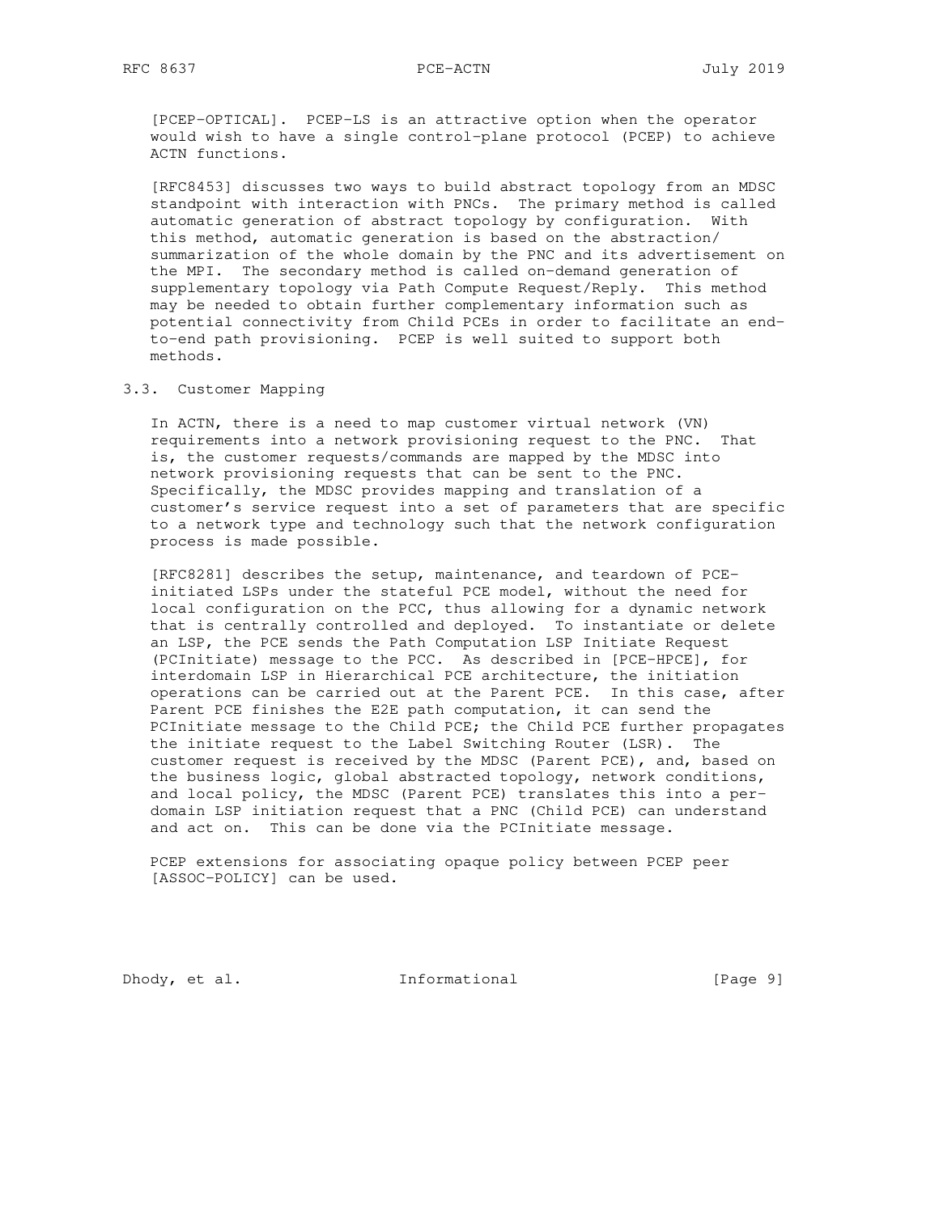[PCEP-OPTICAL]. PCEP-LS is an attractive option when the operator would wish to have a single control-plane protocol (PCEP) to achieve ACTN functions.

[RFC8453] discusses two ways to build abstract topology from an MDSC standpoint with interaction with PNCs. The primary method is called automatic generation of abstract topology by configuration. With this method, automatic generation is based on the abstraction/ summarization of the whole domain by the PNC and its advertisement on the MPI. The secondary method is called on-demand generation of supplementary topology via Path Compute Request/Reply. This method may be needed to obtain further complementary information such as potential connectivity from Child PCEs in order to facilitate an end-to-end path provisioning. PCEP is well suited to support both methods.

### 3.3. Customer Mapping

In ACTN, there is a need to map customer virtual network (VN) requirements into a network provisioning request to the PNC. That is, the customer requests/commands are mapped by the MDSC into network provisioning requests that can be sent to the PNC. Specifically, the MDSC provides mapping and translation of a customer's service request into a set of parameters that are specific to a network type and technology such that the network configuration process is made possible.

[RFC8281] describes the setup, maintenance, and teardown of PCE-initiated LSPs under the stateful PCE model, without the need for local configuration on the PCC, thus allowing for a dynamic network that is centrally controlled and deployed. To instantiate or delete an LSP, the PCE sends the Path Computation LSP Initiate Request (PCInitiate) message to the PCC. As described in [PCE-HPCE], for interdomain LSP in Hierarchical PCE architecture, the initiation operations can be carried out at the Parent PCE. In this case, after Parent PCE finishes the E2E path computation, it can send the PCInitiate message to the Child PCE; the Child PCE further propagates the initiate request to the Label Switching Router (LSR). The customer request is received by the MDSC (Parent PCE), and, based on the business logic, global abstracted topology, network conditions, and local policy, the MDSC (Parent PCE) translates this into a per-domain LSP initiation request that a PNC (Child PCE) can understand and act on. This can be done via the PCInitiate message.

PCEP extensions for associating opaque policy between PCEP peer [ASSOC-POLICY] can be used.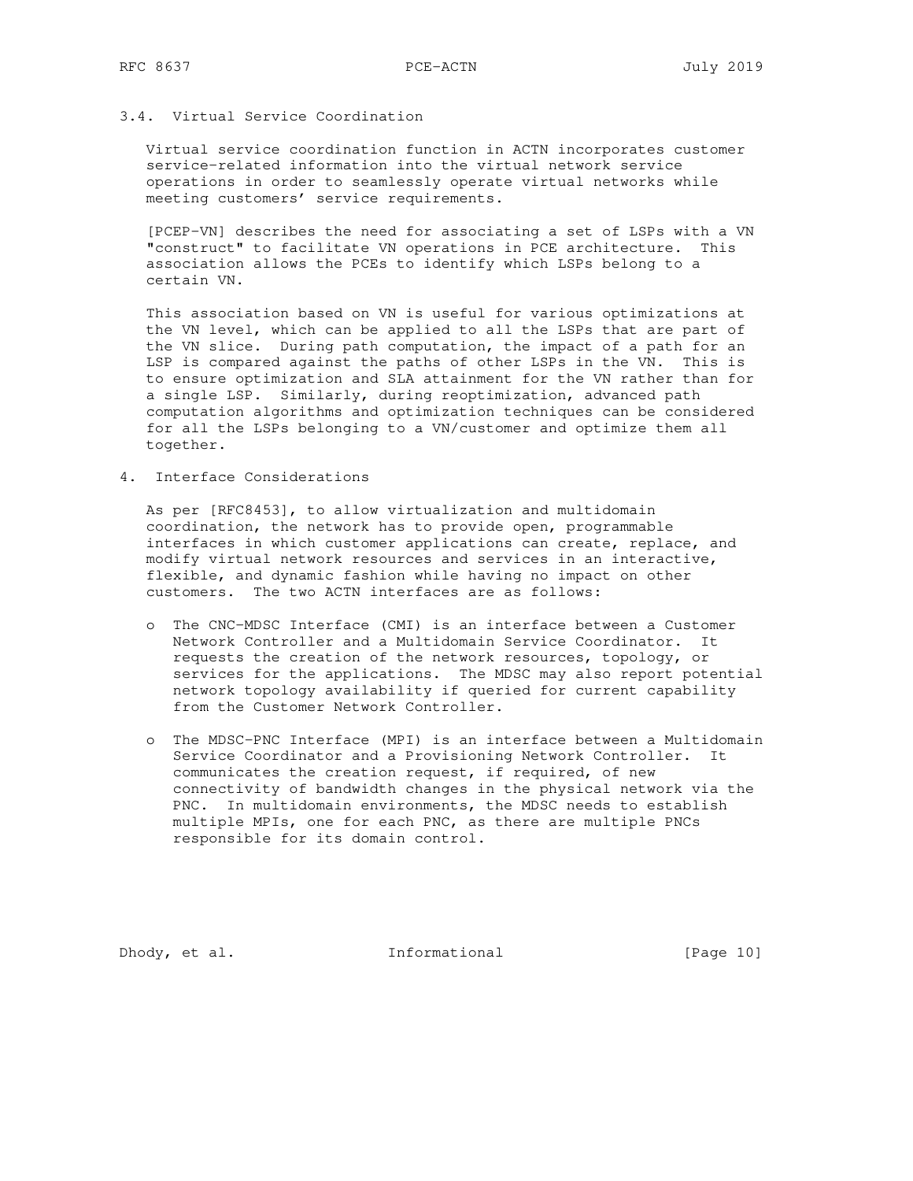### 3.4. Virtual Service Coordination

Virtual service coordination function in ACTN incorporates customer service-related information into the virtual network service operations in order to seamlessly operate virtual networks while meeting customers' service requirements.

[PCEP-VN] describes the need for associating a set of LSPs with a VN "construct" to facilitate VN operations in PCE architecture. This association allows the PCEs to identify which LSPs belong to a certain VN.

This association based on VN is useful for various optimizations at the VN level, which can be applied to all the LSPs that are part of the VN slice. During path computation, the impact of a path for an LSP is compared against the paths of other LSPs in the VN. This is to ensure optimization and SLA attainment for the VN rather than for a single LSP. Similarly, during reoptimization, advanced path computation algorithms and optimization techniques can be considered for all the LSPs belonging to a VN/customer and optimize them all together.

## 4. Interface Considerations

As per [RFC8453], to allow virtualization and multidomain coordination, the network has to provide open, programmable interfaces in which customer applications can create, replace, and modify virtual network resources and services in an interactive, flexible, and dynamic fashion while having no impact on other customers. The two ACTN interfaces are as follows:

- The CNC-MDSC Interface (CMI) is an interface between a Customer Network Controller and a Multidomain Service Coordinator. It requests the creation of the network resources, topology, or services for the applications. The MDSC may also report potential network topology availability if queried for current capability from the Customer Network Controller.

- The MDSC-PNC Interface (MPI) is an interface between a Multidomain Service Coordinator and a Provisioning Network Controller. It communicates the creation request, if required, of new connectivity of bandwidth changes in the physical network via the PNC. In multidomain environments, the MDSC needs to establish multiple MPIs, one for each PNC, as there are multiple PNCs responsible for its domain control.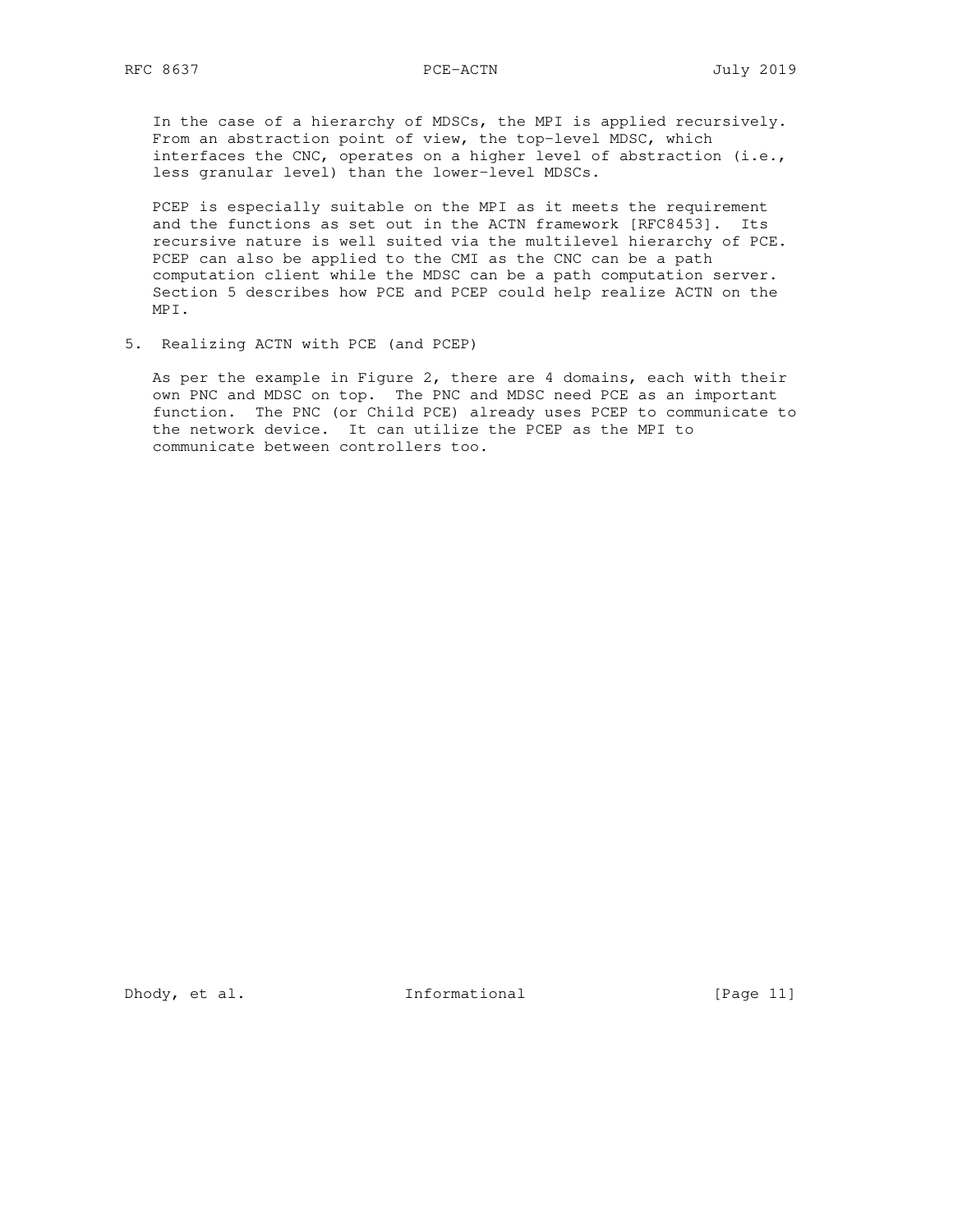In the case of a hierarchy of MDSCs, the MPI is applied recursively. From an abstraction point of view, the top-level MDSC, which interfaces the CNC, operates on a higher level of abstraction (i.e., less granular level) than the lower-level MDSCs.

PCEP is especially suitable on the MPI as it meets the requirement and the functions as set out in the ACTN framework [RFC8453]. Its recursive nature is well suited via the multilevel hierarchy of PCE. PCEP can also be applied to the CMI as the CNC can be a path computation client while the MDSC can be a path computation server. Section 5 describes how PCE and PCEP could help realize ACTN on the MPI.

## 5. Realizing ACTN with PCE (and PCEP)

As per the example in Figure 2, there are 4 domains, each with their own PNC and MDSC on top. The PNC and MDSC need PCE as an important function. The PNC (or Child PCE) already uses PCEP to communicate to the network device. It can utilize the PCEP as the MPI to communicate between controllers too.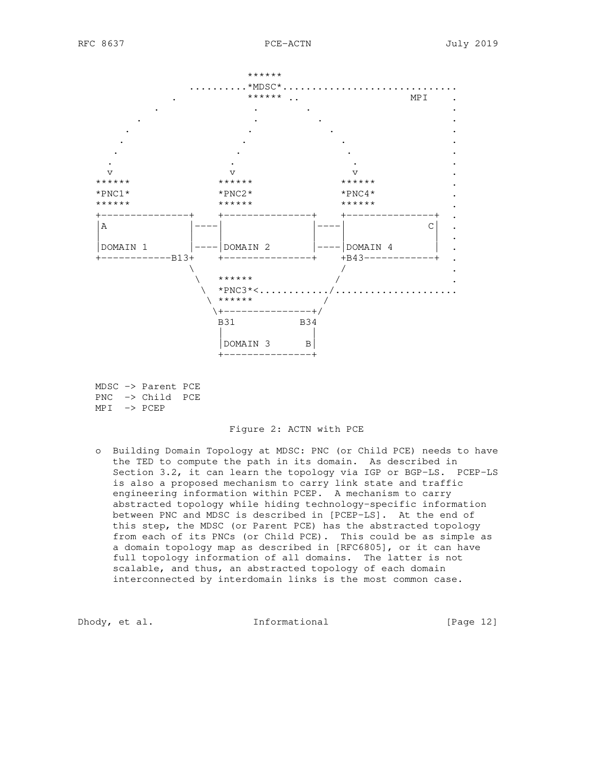```
                           ******
                 ..........*MDSC*..............................
              .            ****** ..                 MPI    .
           .                .       .                       .
        .                   .         .                     .
       .                   .            .                   .
      .                   .               .                 .
     .                   .                  .               .
    .                   .                    .              .
    v                   v                    v              .
  ******              ******               ******           .
  *PNC1*              *PNC2*               *PNC4*           .
  ******              ******               ******           .
  +---------------+   +---------------+    +---------------+ .
  |A              |---|               |----|              C| .
  |               |   |               |    |               | .
  |DOMAIN 1       |---|DOMAIN 2       |----|DOMAIN 4       | .
  +------------B13+   +---------------+    +B43------------+ .
                  \                         /                .
                   \   ******              /                 .
                    \  *PNC3*<............/.....................
                     \ ******            /
                      \+---------------+/
                       B31           B34
                       |               |
                       |DOMAIN 3      B|
                       +---------------+

   MDSC -> Parent PCE
   PNC  -> Child  PCE
   MPI  -> PCEP
```

Figure 2: ACTN with PCE

- Building Domain Topology at MDSC: PNC (or Child PCE) needs to have the TED to compute the path in its domain. As described in Section 3.2, it can learn the topology via IGP or BGP-LS. PCEP-LS is also a proposed mechanism to carry link state and traffic engineering information within PCEP. A mechanism to carry abstracted topology while hiding technology-specific information between PNC and MDSC is described in [PCEP-LS]. At the end of this step, the MDSC (or Parent PCE) has the abstracted topology from each of its PNCs (or Child PCE). This could be as simple as a domain topology map as described in [RFC6805], or it can have full topology information of all domains. The latter is not scalable, and thus, an abstracted topology of each domain interconnected by interdomain links is the most common case.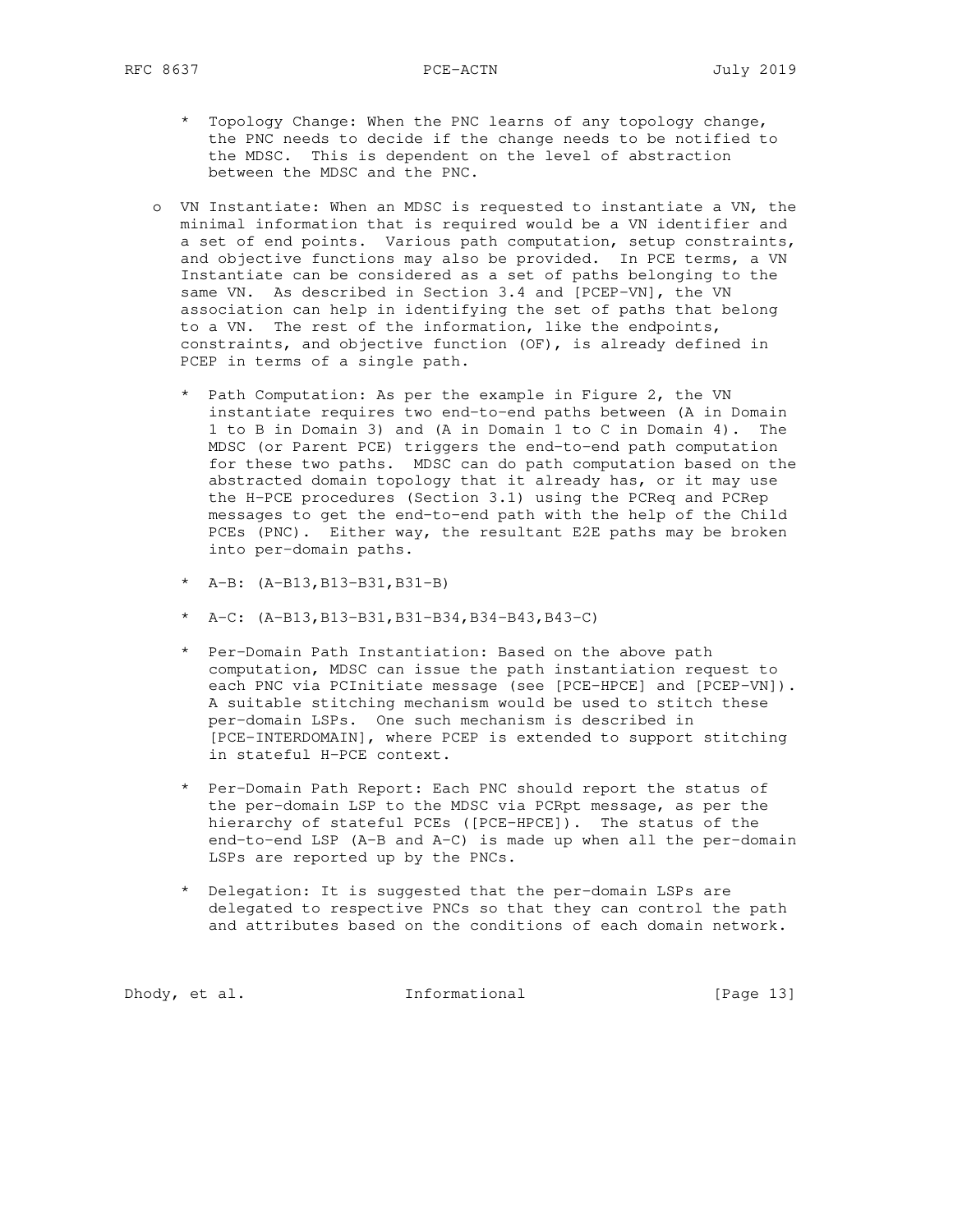* Topology Change: When the PNC learns of any topology change, the PNC needs to decide if the change needs to be notified to the MDSC. This is dependent on the level of abstraction between the MDSC and the PNC.

- VN Instantiate: When an MDSC is requested to instantiate a VN, the minimal information that is required would be a VN identifier and a set of end points. Various path computation, setup constraints, and objective functions may also be provided. In PCE terms, a VN Instantiate can be considered as a set of paths belonging to the same VN. As described in Section 3.4 and [PCEP-VN], the VN association can help in identifying the set of paths that belong to a VN. The rest of the information, like the endpoints, constraints, and objective function (OF), is already defined in PCEP in terms of a single path.

   * Path Computation: As per the example in Figure 2, the VN instantiate requires two end-to-end paths between (A in Domain 1 to B in Domain 3) and (A in Domain 1 to C in Domain 4). The MDSC (or Parent PCE) triggers the end-to-end path computation for these two paths. MDSC can do path computation based on the abstracted domain topology that it already has, or it may use the H-PCE procedures (Section 3.1) using the PCReq and PCRep messages to get the end-to-end path with the help of the Child PCEs (PNC). Either way, the resultant E2E paths may be broken into per-domain paths.

   * A-B: (A-B13,B13-B31,B31-B)

   * A-C: (A-B13,B13-B31,B31-B34,B34-B43,B43-C)

   * Per-Domain Path Instantiation: Based on the above path computation, MDSC can issue the path instantiation request to each PNC via PCInitiate message (see [PCE-HPCE] and [PCEP-VN]). A suitable stitching mechanism would be used to stitch these per-domain LSPs. One such mechanism is described in [PCE-INTERDOMAIN], where PCEP is extended to support stitching in stateful H-PCE context.

   * Per-Domain Path Report: Each PNC should report the status of the per-domain LSP to the MDSC via PCRpt message, as per the hierarchy of stateful PCEs ([PCE-HPCE]). The status of the end-to-end LSP (A-B and A-C) is made up when all the per-domain LSPs are reported up by the PNCs.

   * Delegation: It is suggested that the per-domain LSPs are delegated to respective PNCs so that they can control the path and attributes based on the conditions of each domain network.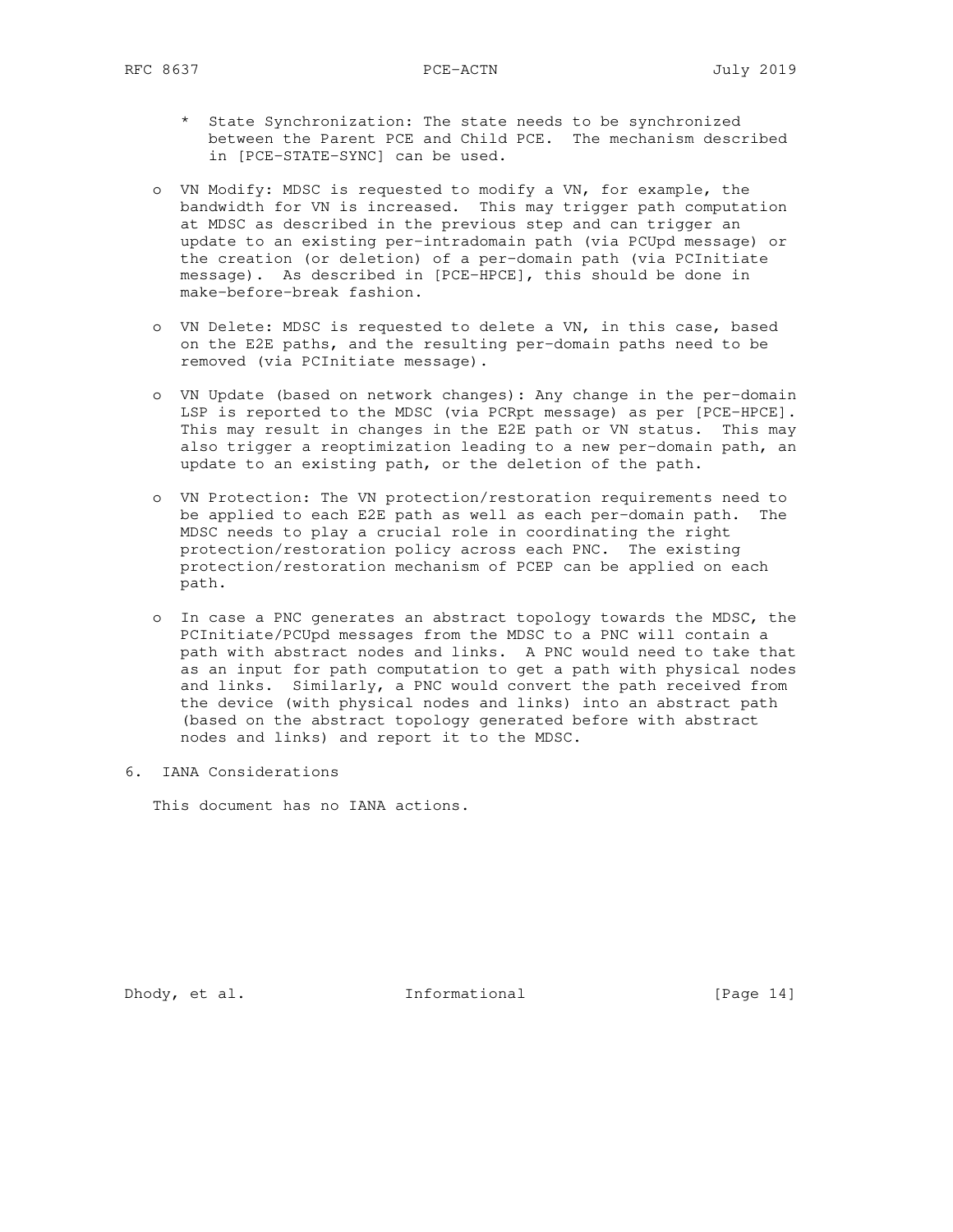* State Synchronization: The state needs to be synchronized between the Parent PCE and Child PCE. The mechanism described in [PCE-STATE-SYNC] can be used.

- VN Modify: MDSC is requested to modify a VN, for example, the bandwidth for VN is increased. This may trigger path computation at MDSC as described in the previous step and can trigger an update to an existing per-intradomain path (via PCUpd message) or the creation (or deletion) of a per-domain path (via PCInitiate message). As described in [PCE-HPCE], this should be done in make-before-break fashion.

- VN Delete: MDSC is requested to delete a VN, in this case, based on the E2E paths, and the resulting per-domain paths need to be removed (via PCInitiate message).

- VN Update (based on network changes): Any change in the per-domain LSP is reported to the MDSC (via PCRpt message) as per [PCE-HPCE]. This may result in changes in the E2E path or VN status. This may also trigger a reoptimization leading to a new per-domain path, an update to an existing path, or the deletion of the path.

- VN Protection: The VN protection/restoration requirements need to be applied to each E2E path as well as each per-domain path. The MDSC needs to play a crucial role in coordinating the right protection/restoration policy across each PNC. The existing protection/restoration mechanism of PCEP can be applied on each path.

- In case a PNC generates an abstract topology towards the MDSC, the PCInitiate/PCUpd messages from the MDSC to a PNC will contain a path with abstract nodes and links. A PNC would need to take that as an input for path computation to get a path with physical nodes and links. Similarly, a PNC would convert the path received from the device (with physical nodes and links) into an abstract path (based on the abstract topology generated before with abstract nodes and links) and report it to the MDSC.

## 6. IANA Considerations

This document has no IANA actions.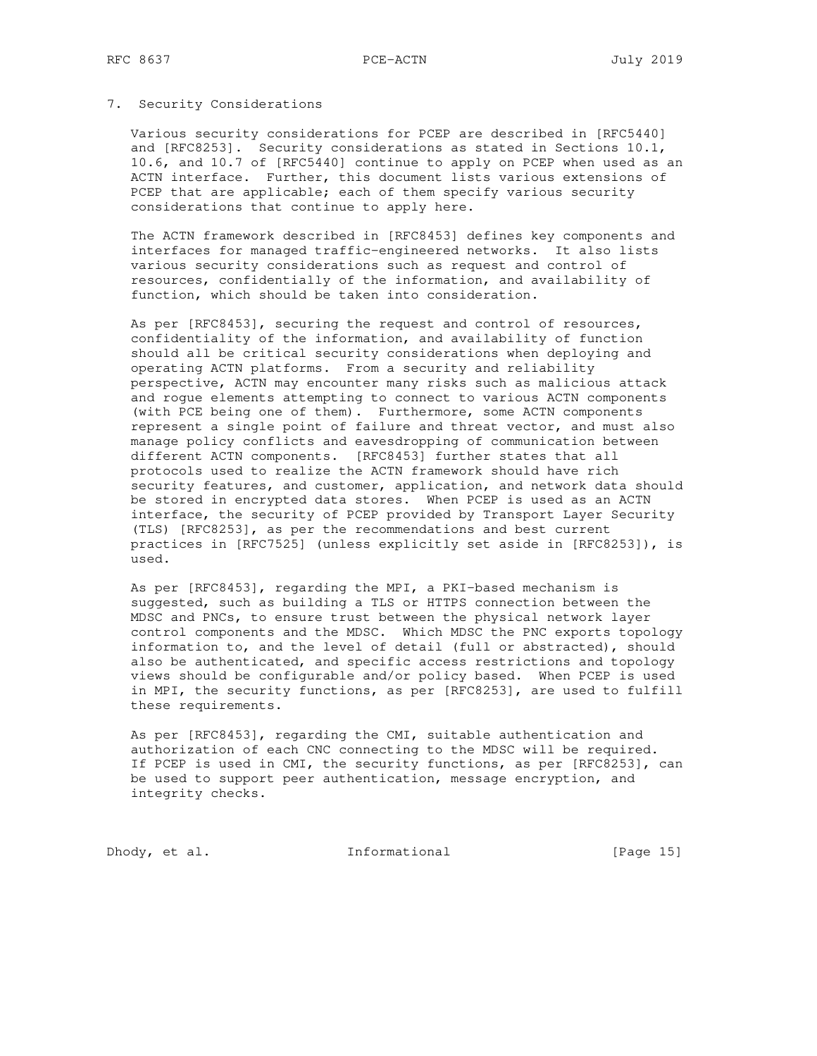## 7. Security Considerations

Various security considerations for PCEP are described in [RFC5440] and [RFC8253]. Security considerations as stated in Sections 10.1, 10.6, and 10.7 of [RFC5440] continue to apply on PCEP when used as an ACTN interface. Further, this document lists various extensions of PCEP that are applicable; each of them specify various security considerations that continue to apply here.

The ACTN framework described in [RFC8453] defines key components and interfaces for managed traffic-engineered networks. It also lists various security considerations such as request and control of resources, confidentially of the information, and availability of function, which should be taken into consideration.

As per [RFC8453], securing the request and control of resources, confidentiality of the information, and availability of function should all be critical security considerations when deploying and operating ACTN platforms. From a security and reliability perspective, ACTN may encounter many risks such as malicious attack and rogue elements attempting to connect to various ACTN components (with PCE being one of them). Furthermore, some ACTN components represent a single point of failure and threat vector, and must also manage policy conflicts and eavesdropping of communication between different ACTN components. [RFC8453] further states that all protocols used to realize the ACTN framework should have rich security features, and customer, application, and network data should be stored in encrypted data stores. When PCEP is used as an ACTN interface, the security of PCEP provided by Transport Layer Security (TLS) [RFC8253], as per the recommendations and best current practices in [RFC7525] (unless explicitly set aside in [RFC8253]), is used.

As per [RFC8453], regarding the MPI, a PKI-based mechanism is suggested, such as building a TLS or HTTPS connection between the MDSC and PNCs, to ensure trust between the physical network layer control components and the MDSC. Which MDSC the PNC exports topology information to, and the level of detail (full or abstracted), should also be authenticated, and specific access restrictions and topology views should be configurable and/or policy based. When PCEP is used in MPI, the security functions, as per [RFC8253], are used to fulfill these requirements.

As per [RFC8453], regarding the CMI, suitable authentication and authorization of each CNC connecting to the MDSC will be required. If PCEP is used in CMI, the security functions, as per [RFC8253], can be used to support peer authentication, message encryption, and integrity checks.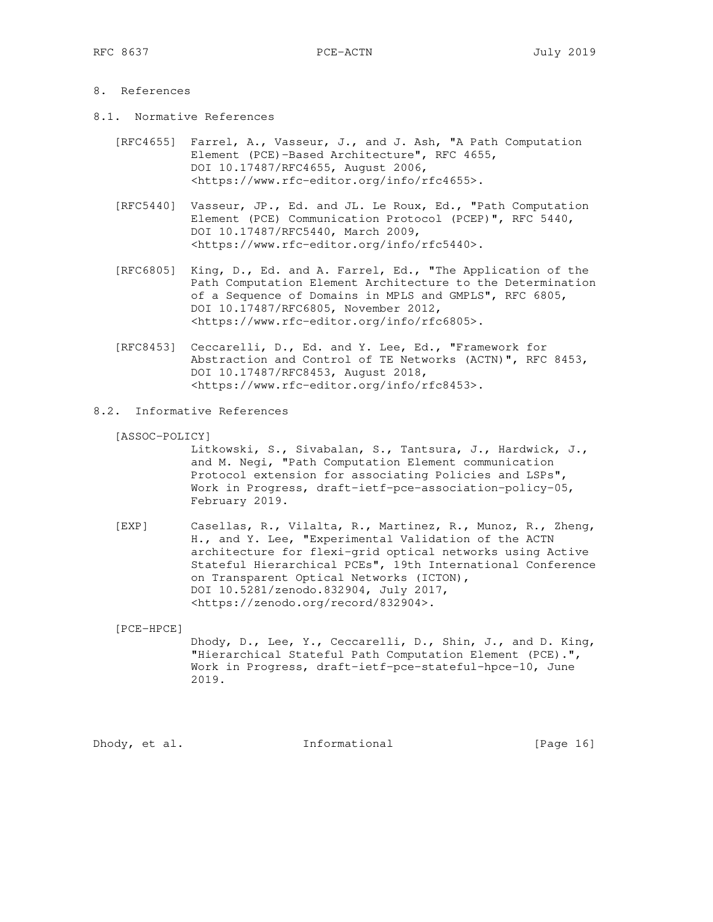# 8. References

## 8.1. Normative References

[RFC4655] Farrel, A., Vasseur, J., and J. Ash, "A Path Computation Element (PCE)-Based Architecture", RFC 4655, DOI 10.17487/RFC4655, August 2006, <https://www.rfc-editor.org/info/rfc4655>.

[RFC5440] Vasseur, JP., Ed. and JL. Le Roux, Ed., "Path Computation Element (PCE) Communication Protocol (PCEP)", RFC 5440, DOI 10.17487/RFC5440, March 2009, <https://www.rfc-editor.org/info/rfc5440>.

[RFC6805] King, D., Ed. and A. Farrel, Ed., "The Application of the Path Computation Element Architecture to the Determination of a Sequence of Domains in MPLS and GMPLS", RFC 6805, DOI 10.17487/RFC6805, November 2012, <https://www.rfc-editor.org/info/rfc6805>.

[RFC8453] Ceccarelli, D., Ed. and Y. Lee, Ed., "Framework for Abstraction and Control of TE Networks (ACTN)", RFC 8453, DOI 10.17487/RFC8453, August 2018, <https://www.rfc-editor.org/info/rfc8453>.

## 8.2. Informative References

[ASSOC-POLICY] Litkowski, S., Sivabalan, S., Tantsura, J., Hardwick, J., and M. Negi, "Path Computation Element communication Protocol extension for associating Policies and LSPs", Work in Progress, draft-ietf-pce-association-policy-05, February 2019.

[EXP] Casellas, R., Vilalta, R., Martinez, R., Munoz, R., Zheng, H., and Y. Lee, "Experimental Validation of the ACTN architecture for flexi-grid optical networks using Active Stateful Hierarchical PCEs", 19th International Conference on Transparent Optical Networks (ICTON), DOI 10.5281/zenodo.832904, July 2017, <https://zenodo.org/record/832904>.

[PCE-HPCE] Dhody, D., Lee, Y., Ceccarelli, D., Shin, J., and D. King, "Hierarchical Stateful Path Computation Element (PCE).", Work in Progress, draft-ietf-pce-stateful-hpce-10, June 2019.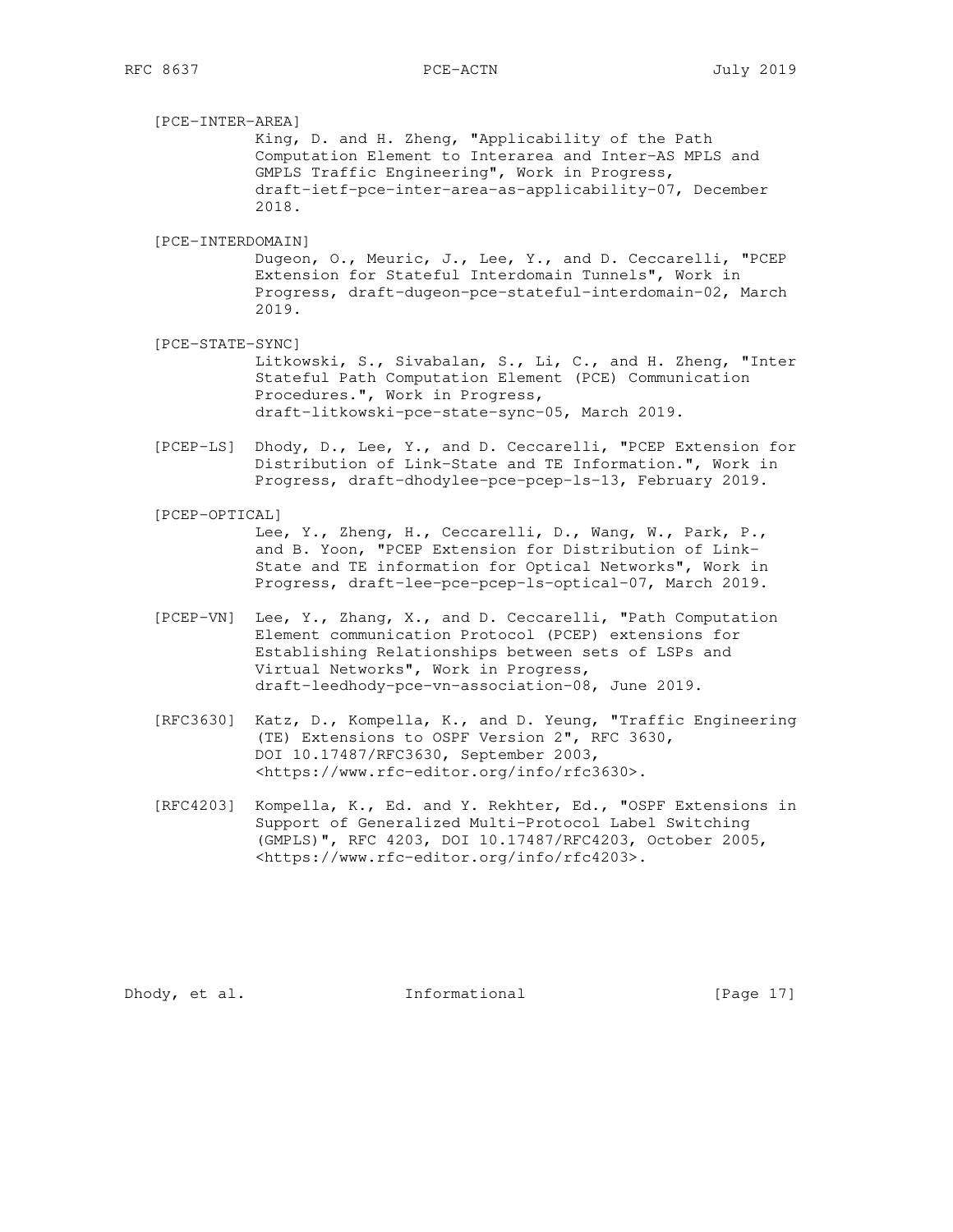[PCE-INTER-AREA]
King, D. and H. Zheng, "Applicability of the Path Computation Element to Interarea and Inter-AS MPLS and GMPLS Traffic Engineering", Work in Progress, draft-ietf-pce-inter-area-as-applicability-07, December 2018.

[PCE-INTERDOMAIN]
Dugeon, O., Meuric, J., Lee, Y., and D. Ceccarelli, "PCEP Extension for Stateful Interdomain Tunnels", Work in Progress, draft-dugeon-pce-stateful-interdomain-02, March 2019.

[PCE-STATE-SYNC]
Litkowski, S., Sivabalan, S., Li, C., and H. Zheng, "Inter Stateful Path Computation Element (PCE) Communication Procedures.", Work in Progress, draft-litkowski-pce-state-sync-05, March 2019.

[PCEP-LS] Dhody, D., Lee, Y., and D. Ceccarelli, "PCEP Extension for Distribution of Link-State and TE Information.", Work in Progress, draft-dhodylee-pce-pcep-ls-13, February 2019.

[PCEP-OPTICAL]
Lee, Y., Zheng, H., Ceccarelli, D., Wang, W., Park, P., and B. Yoon, "PCEP Extension for Distribution of Link-State and TE information for Optical Networks", Work in Progress, draft-lee-pce-pcep-ls-optical-07, March 2019.

[PCEP-VN] Lee, Y., Zhang, X., and D. Ceccarelli, "Path Computation Element communication Protocol (PCEP) extensions for Establishing Relationships between sets of LSPs and Virtual Networks", Work in Progress, draft-leedhody-pce-vn-association-08, June 2019.

[RFC3630] Katz, D., Kompella, K., and D. Yeung, "Traffic Engineering (TE) Extensions to OSPF Version 2", RFC 3630, DOI 10.17487/RFC3630, September 2003, <https://www.rfc-editor.org/info/rfc3630>.

[RFC4203] Kompella, K., Ed. and Y. Rekhter, Ed., "OSPF Extensions in Support of Generalized Multi-Protocol Label Switching (GMPLS)", RFC 4203, DOI 10.17487/RFC4203, October 2005, <https://www.rfc-editor.org/info/rfc4203>.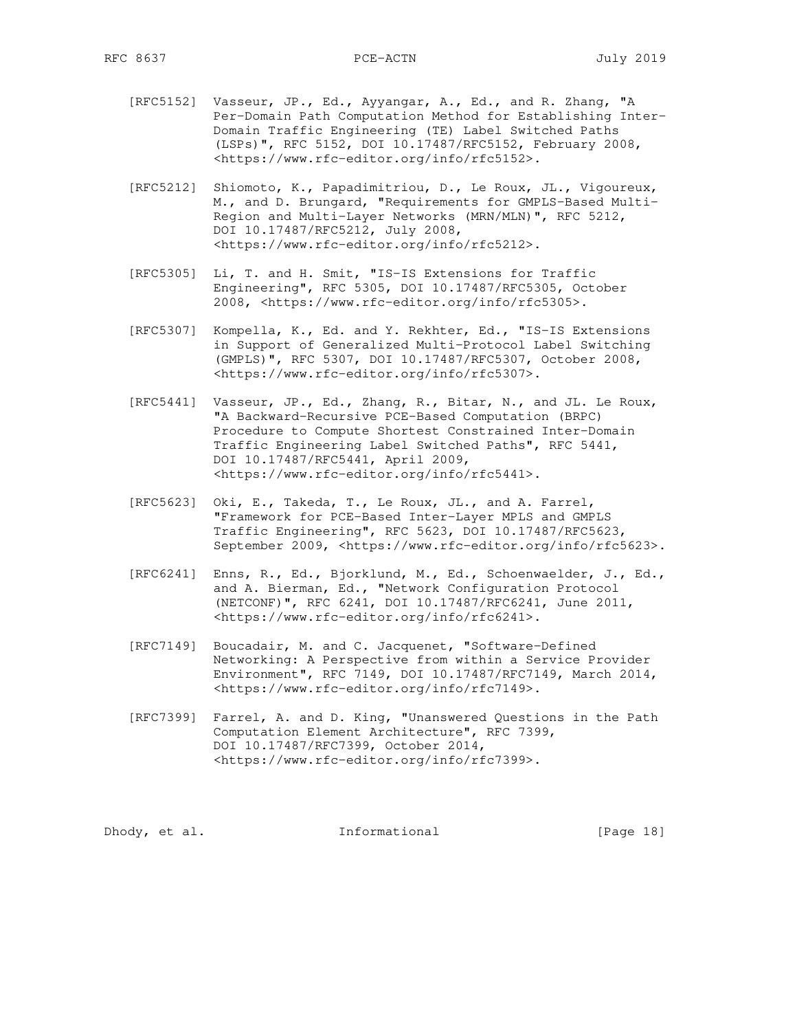[RFC5152] Vasseur, JP., Ed., Ayyangar, A., Ed., and R. Zhang, "A Per-Domain Path Computation Method for Establishing Inter-Domain Traffic Engineering (TE) Label Switched Paths (LSPs)", RFC 5152, DOI 10.17487/RFC5152, February 2008, <https://www.rfc-editor.org/info/rfc5152>.

[RFC5212] Shiomoto, K., Papadimitriou, D., Le Roux, JL., Vigoureux, M., and D. Brungard, "Requirements for GMPLS-Based Multi-Region and Multi-Layer Networks (MRN/MLN)", RFC 5212, DOI 10.17487/RFC5212, July 2008, <https://www.rfc-editor.org/info/rfc5212>.

[RFC5305] Li, T. and H. Smit, "IS-IS Extensions for Traffic Engineering", RFC 5305, DOI 10.17487/RFC5305, October 2008, <https://www.rfc-editor.org/info/rfc5305>.

[RFC5307] Kompella, K., Ed. and Y. Rekhter, Ed., "IS-IS Extensions in Support of Generalized Multi-Protocol Label Switching (GMPLS)", RFC 5307, DOI 10.17487/RFC5307, October 2008, <https://www.rfc-editor.org/info/rfc5307>.

[RFC5441] Vasseur, JP., Ed., Zhang, R., Bitar, N., and JL. Le Roux, "A Backward-Recursive PCE-Based Computation (BRPC) Procedure to Compute Shortest Constrained Inter-Domain Traffic Engineering Label Switched Paths", RFC 5441, DOI 10.17487/RFC5441, April 2009, <https://www.rfc-editor.org/info/rfc5441>.

[RFC5623] Oki, E., Takeda, T., Le Roux, JL., and A. Farrel, "Framework for PCE-Based Inter-Layer MPLS and GMPLS Traffic Engineering", RFC 5623, DOI 10.17487/RFC5623, September 2009, <https://www.rfc-editor.org/info/rfc5623>.

[RFC6241] Enns, R., Ed., Bjorklund, M., Ed., Schoenwaelder, J., Ed., and A. Bierman, Ed., "Network Configuration Protocol (NETCONF)", RFC 6241, DOI 10.17487/RFC6241, June 2011, <https://www.rfc-editor.org/info/rfc6241>.

[RFC7149] Boucadair, M. and C. Jacquenet, "Software-Defined Networking: A Perspective from within a Service Provider Environment", RFC 7149, DOI 10.17487/RFC7149, March 2014, <https://www.rfc-editor.org/info/rfc7149>.

[RFC7399] Farrel, A. and D. King, "Unanswered Questions in the Path Computation Element Architecture", RFC 7399, DOI 10.17487/RFC7399, October 2014, <https://www.rfc-editor.org/info/rfc7399>.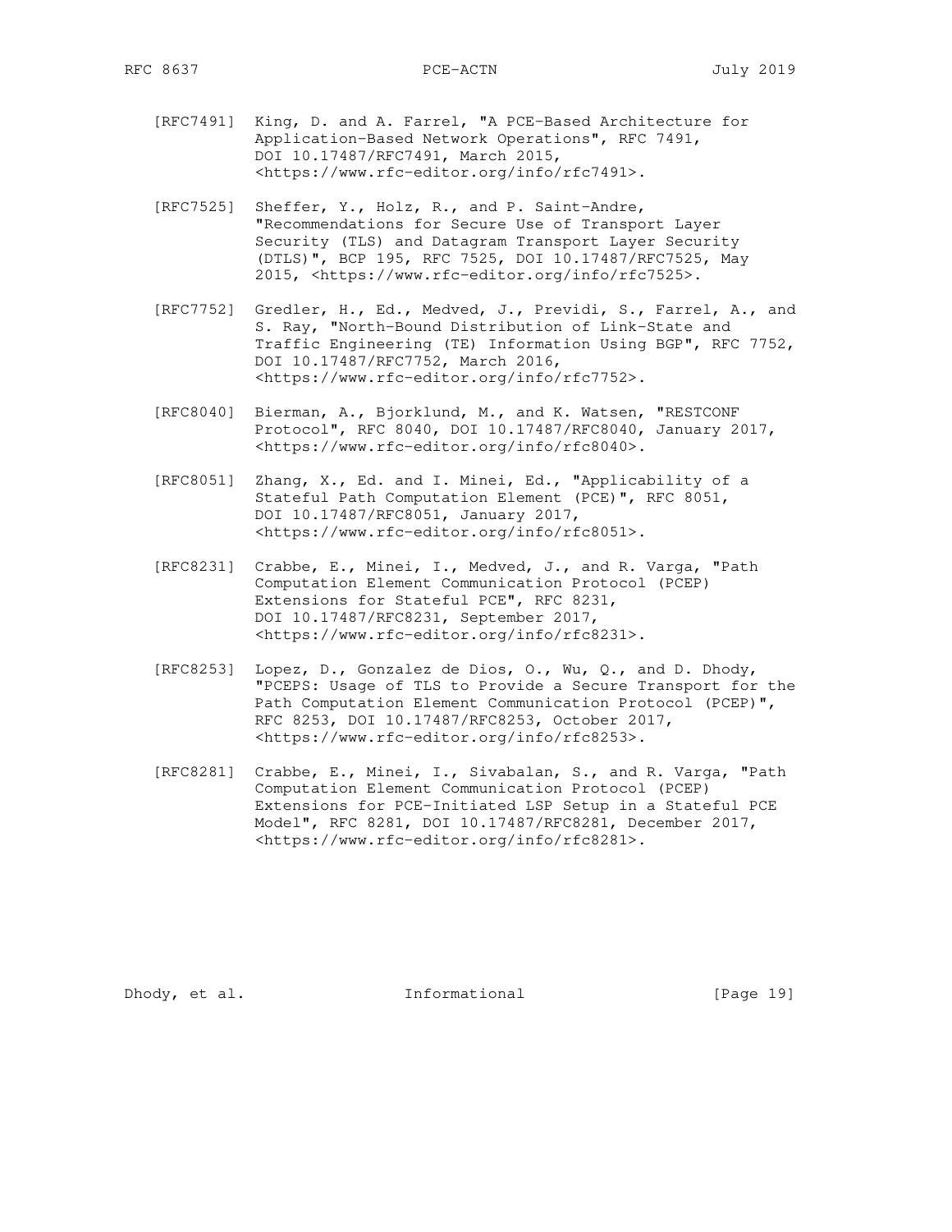[RFC7491] King, D. and A. Farrel, "A PCE-Based Architecture for Application-Based Network Operations", RFC 7491, DOI 10.17487/RFC7491, March 2015, <https://www.rfc-editor.org/info/rfc7491>.

[RFC7525] Sheffer, Y., Holz, R., and P. Saint-Andre, "Recommendations for Secure Use of Transport Layer Security (TLS) and Datagram Transport Layer Security (DTLS)", BCP 195, RFC 7525, DOI 10.17487/RFC7525, May 2015, <https://www.rfc-editor.org/info/rfc7525>.

[RFC7752] Gredler, H., Ed., Medved, J., Previdi, S., Farrel, A., and S. Ray, "North-Bound Distribution of Link-State and Traffic Engineering (TE) Information Using BGP", RFC 7752, DOI 10.17487/RFC7752, March 2016, <https://www.rfc-editor.org/info/rfc7752>.

[RFC8040] Bierman, A., Bjorklund, M., and K. Watsen, "RESTCONF Protocol", RFC 8040, DOI 10.17487/RFC8040, January 2017, <https://www.rfc-editor.org/info/rfc8040>.

[RFC8051] Zhang, X., Ed. and I. Minei, Ed., "Applicability of a Stateful Path Computation Element (PCE)", RFC 8051, DOI 10.17487/RFC8051, January 2017, <https://www.rfc-editor.org/info/rfc8051>.

[RFC8231] Crabbe, E., Minei, I., Medved, J., and R. Varga, "Path Computation Element Communication Protocol (PCEP) Extensions for Stateful PCE", RFC 8231, DOI 10.17487/RFC8231, September 2017, <https://www.rfc-editor.org/info/rfc8231>.

[RFC8253] Lopez, D., Gonzalez de Dios, O., Wu, Q., and D. Dhody, "PCEPS: Usage of TLS to Provide a Secure Transport for the Path Computation Element Communication Protocol (PCEP)", RFC 8253, DOI 10.17487/RFC8253, October 2017, <https://www.rfc-editor.org/info/rfc8253>.

[RFC8281] Crabbe, E., Minei, I., Sivabalan, S., and R. Varga, "Path Computation Element Communication Protocol (PCEP) Extensions for PCE-Initiated LSP Setup in a Stateful PCE Model", RFC 8281, DOI 10.17487/RFC8281, December 2017, <https://www.rfc-editor.org/info/rfc8281>.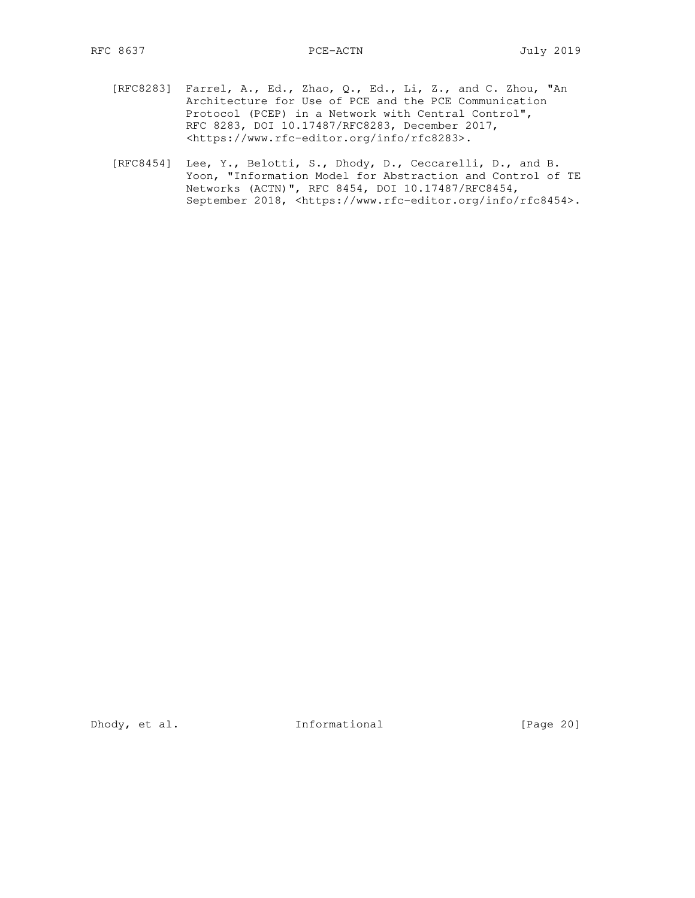[RFC8283] Farrel, A., Ed., Zhao, Q., Ed., Li, Z., and C. Zhou, "An Architecture for Use of PCE and the PCE Communication Protocol (PCEP) in a Network with Central Control", RFC 8283, DOI 10.17487/RFC8283, December 2017, <https://www.rfc-editor.org/info/rfc8283>.

[RFC8454] Lee, Y., Belotti, S., Dhody, D., Ceccarelli, D., and B. Yoon, "Information Model for Abstraction and Control of TE Networks (ACTN)", RFC 8454, DOI 10.17487/RFC8454, September 2018, <https://www.rfc-editor.org/info/rfc8454>.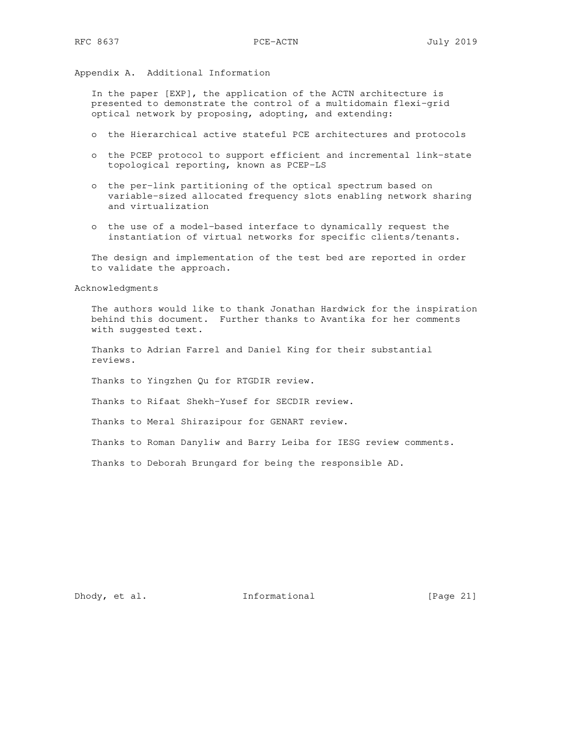## Appendix A. Additional Information

In the paper [EXP], the application of the ACTN architecture is presented to demonstrate the control of a multidomain flexi-grid optical network by proposing, adopting, and extending:

- the Hierarchical active stateful PCE architectures and protocols
- the PCEP protocol to support efficient and incremental link-state topological reporting, known as PCEP-LS
- the per-link partitioning of the optical spectrum based on variable-sized allocated frequency slots enabling network sharing and virtualization
- the use of a model-based interface to dynamically request the instantiation of virtual networks for specific clients/tenants.

The design and implementation of the test bed are reported in order to validate the approach.

## Acknowledgments

The authors would like to thank Jonathan Hardwick for the inspiration behind this document. Further thanks to Avantika for her comments with suggested text.

Thanks to Adrian Farrel and Daniel King for their substantial reviews.

Thanks to Yingzhen Qu for RTGDIR review.

Thanks to Rifaat Shekh-Yusef for SECDIR review.

Thanks to Meral Shirazipour for GENART review.

Thanks to Roman Danyliw and Barry Leiba for IESG review comments.

Thanks to Deborah Brungard for being the responsible AD.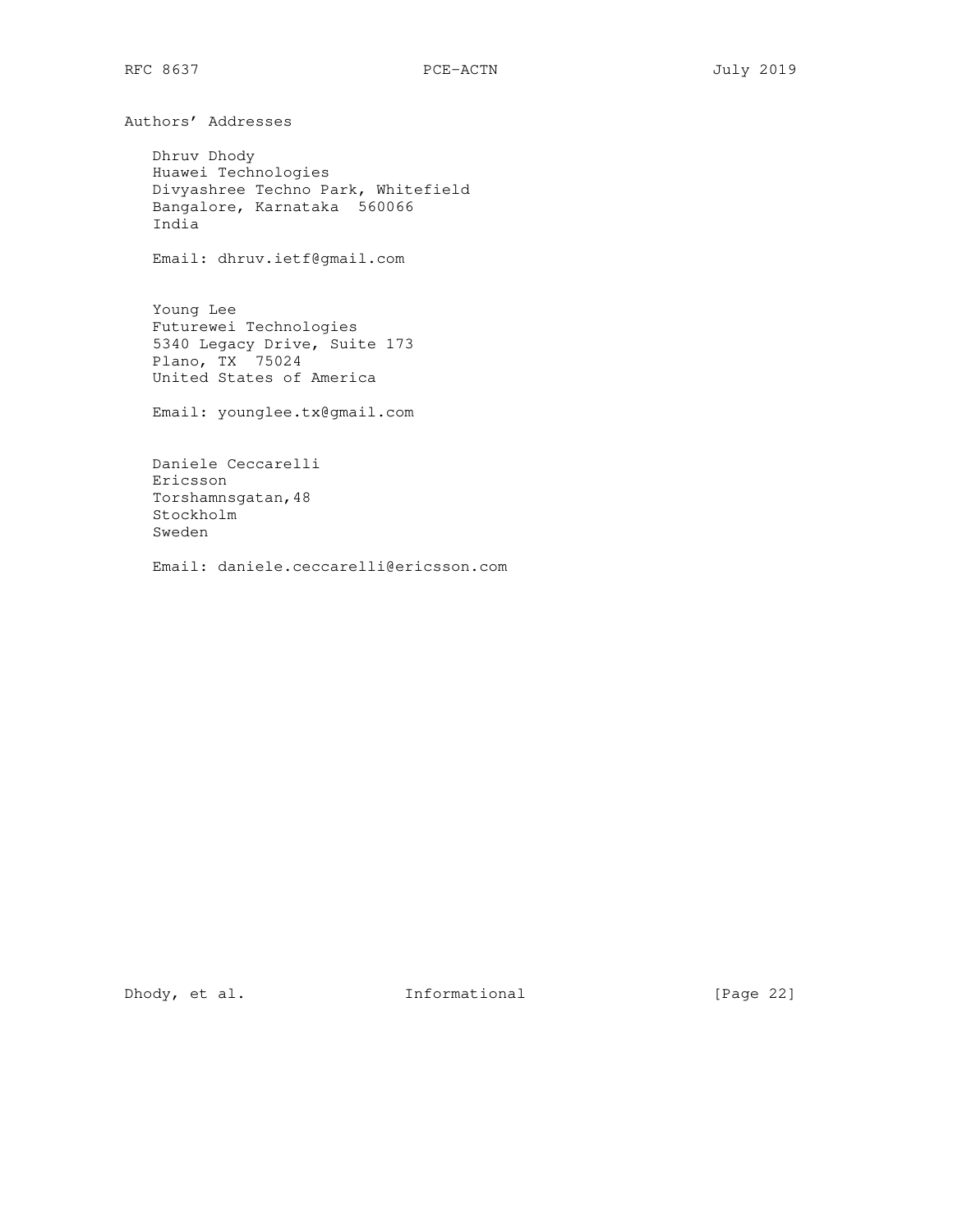# Authors' Addresses

Dhruv Dhody
Huawei Technologies
Divyashree Techno Park, Whitefield
Bangalore, Karnataka 560066
India

Email: dhruv.ietf@gmail.com

Young Lee
Futurewei Technologies
5340 Legacy Drive, Suite 173
Plano, TX 75024
United States of America

Email: younglee.tx@gmail.com

Daniele Ceccarelli
Ericsson
Torshamnsgatan,48
Stockholm
Sweden

Email: daniele.ceccarelli@ericsson.com